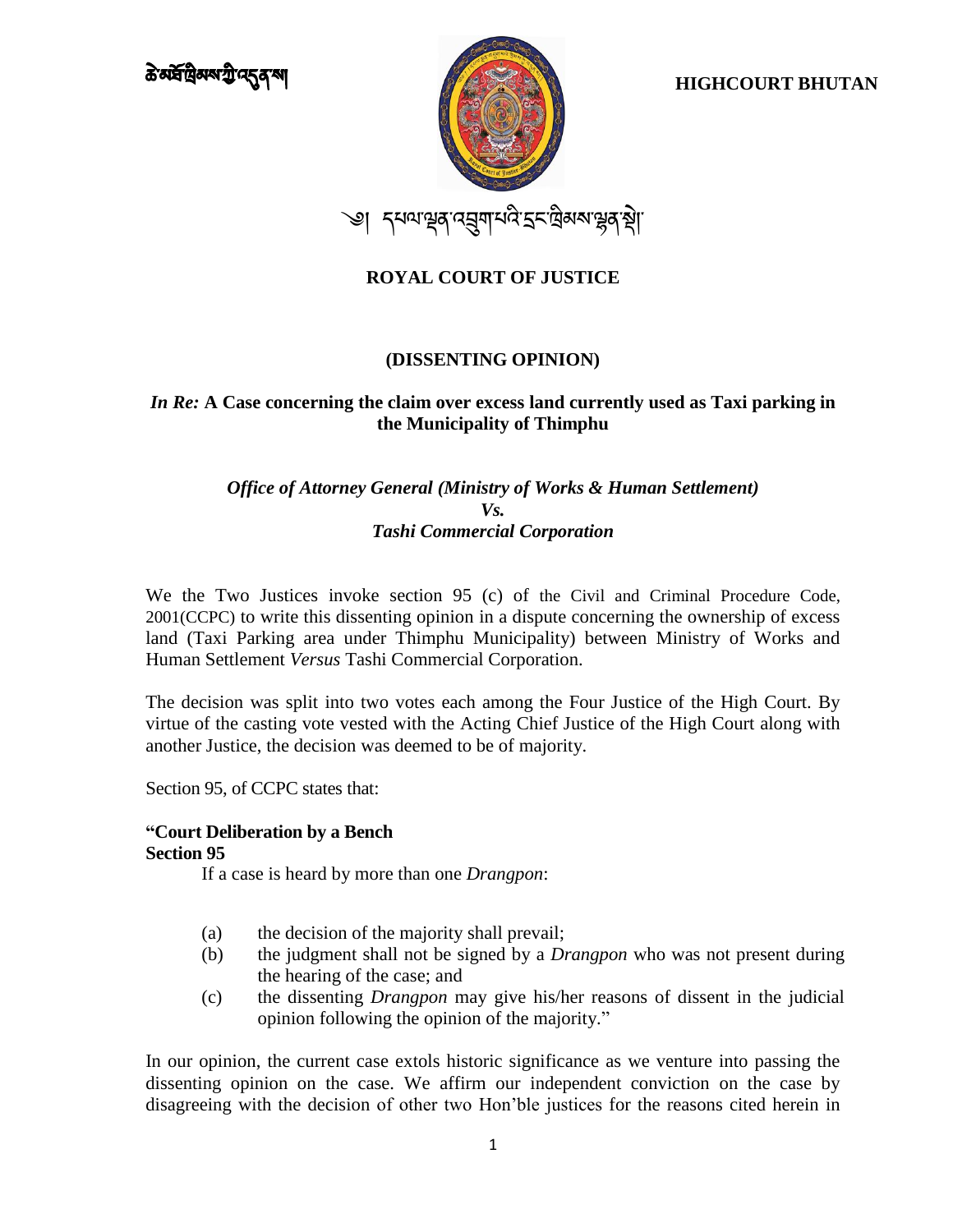ཚེ་མཐོ་ཁྲིམས་ཀྱི་འདུན་ས།

**HIGHCOURT BHUTAN**

༄། དཔལ་ལྡན་འབྲུག་པའི་དྲང་ཁྲིམས་ལྷན་སྡེ་

# ROYAL COURT OF JUSTICE

## (DISSENTING OPINION)

### *In Re:* A Case concerning the claim over excess land currently used as Taxi parking in the Municipality of Thimphu

***Office of Attorney General (Ministry of Works & Human Settlement)***
***Vs.***
***Tashi Commercial Corporation***

We the Two Justices invoke section 95 (c) of the Civil and Criminal Procedure Code, 2001(CCPC) to write this dissenting opinion in a dispute concerning the ownership of excess land (Taxi Parking area under Thimphu Municipality) between Ministry of Works and Human Settlement *Versus* Tashi Commercial Corporation.

The decision was split into two votes each among the Four Justice of the High Court. By virtue of the casting vote vested with the Acting Chief Justice of the High Court along with another Justice, the decision was deemed to be of majority.

Section 95, of CCPC states that:

**"Court Deliberation by a Bench**
**Section 95**

If a case is heard by more than one *Drangpon*:

(a) the decision of the majority shall prevail;
(b) the judgment shall not be signed by a *Drangpon* who was not present during the hearing of the case; and
(c) the dissenting *Drangpon* may give his/her reasons of dissent in the judicial opinion following the opinion of the majority."

In our opinion, the current case extols historic significance as we venture into passing the dissenting opinion on the case. We affirm our independent conviction on the case by disagreeing with the decision of other two Hon'ble justices for the reasons cited herein in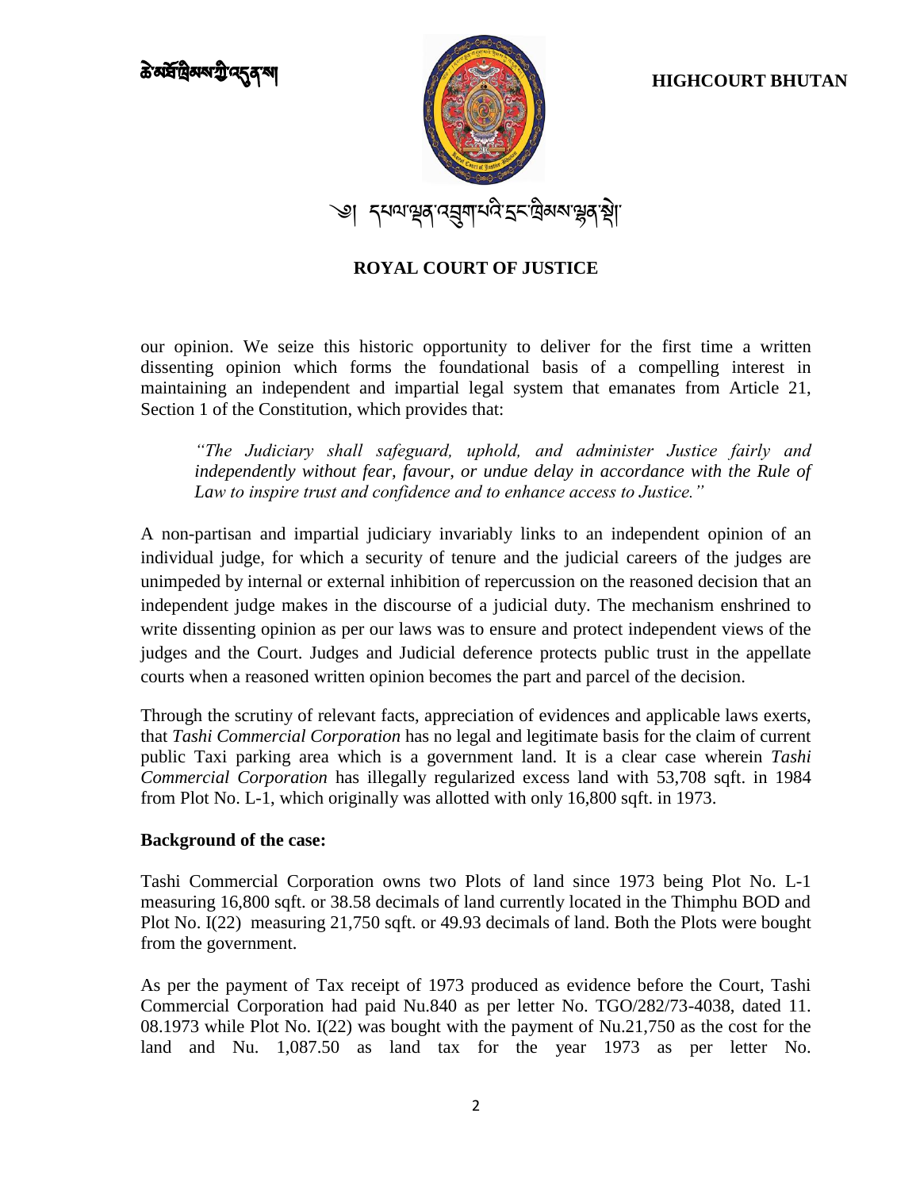our opinion. We seize this historic opportunity to deliver for the first time a written dissenting opinion which forms the foundational basis of a compelling interest in maintaining an independent and impartial legal system that emanates from Article 21, Section 1 of the Constitution, which provides that:

> *"The Judiciary shall safeguard, uphold, and administer Justice fairly and independently without fear, favour, or undue delay in accordance with the Rule of Law to inspire trust and confidence and to enhance access to Justice."*

A non-partisan and impartial judiciary invariably links to an independent opinion of an individual judge, for which a security of tenure and the judicial careers of the judges are unimpeded by internal or external inhibition of repercussion on the reasoned decision that an independent judge makes in the discourse of a judicial duty. The mechanism enshrined to write dissenting opinion as per our laws was to ensure and protect independent views of the judges and the Court. Judges and Judicial deference protects public trust in the appellate courts when a reasoned written opinion becomes the part and parcel of the decision.

Through the scrutiny of relevant facts, appreciation of evidences and applicable laws exerts, that *Tashi Commercial Corporation* has no legal and legitimate basis for the claim of current public Taxi parking area which is a government land. It is a clear case wherein *Tashi Commercial Corporation* has illegally regularized excess land with 53,708 sqft. in 1984 from Plot No. L-1, which originally was allotted with only 16,800 sqft. in 1973.

**Background of the case:**

Tashi Commercial Corporation owns two Plots of land since 1973 being Plot No. L-1 measuring 16,800 sqft. or 38.58 decimals of land currently located in the Thimphu BOD and Plot No. I(22) measuring 21,750 sqft. or 49.93 decimals of land. Both the Plots were bought from the government.

As per the payment of Tax receipt of 1973 produced as evidence before the Court, Tashi Commercial Corporation had paid Nu.840 as per letter No. TGO/282/73-4038, dated 11. 08.1973 while Plot No. I(22) was bought with the payment of Nu.21,750 as the cost for the land and Nu. 1,087.50 as land tax for the year 1973 as per letter No.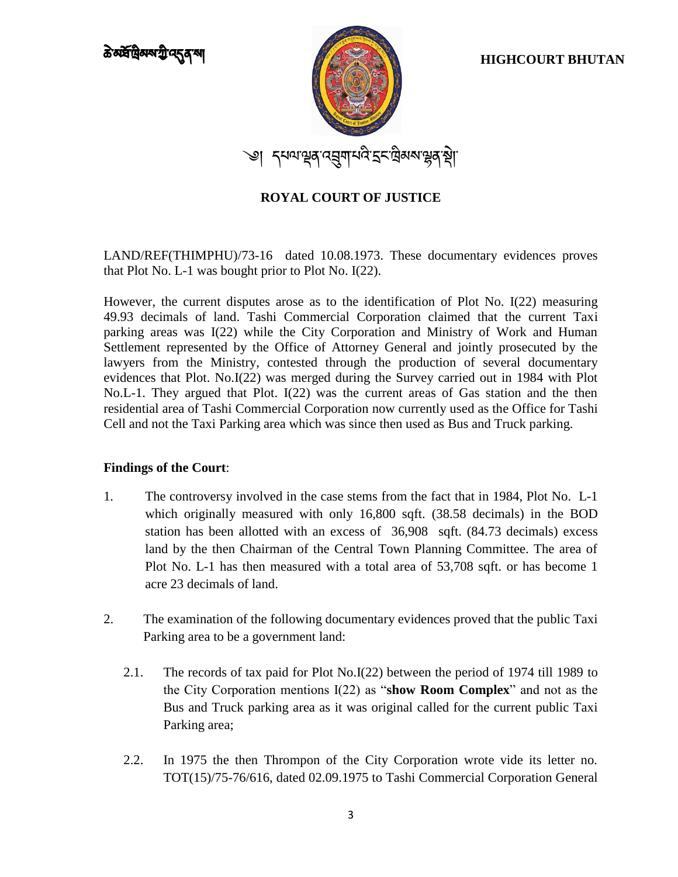LAND/REF(THIMPHU)/73-16 dated 10.08.1973. These documentary evidences proves that Plot No. L-1 was bought prior to Plot No. I(22).

However, the current disputes arose as to the identification of Plot No. I(22) measuring 49.93 decimals of land. Tashi Commercial Corporation claimed that the current Taxi parking areas was I(22) while the City Corporation and Ministry of Work and Human Settlement represented by the Office of Attorney General and jointly prosecuted by the lawyers from the Ministry, contested through the production of several documentary evidences that Plot. No.I(22) was merged during the Survey carried out in 1984 with Plot No.L-1. They argued that Plot. I(22) was the current areas of Gas station and the then residential area of Tashi Commercial Corporation now currently used as the Office for Tashi Cell and not the Taxi Parking area which was since then used as Bus and Truck parking.

**Findings of the Court**:

1. The controversy involved in the case stems from the fact that in 1984, Plot No. L-1 which originally measured with only 16,800 sqft. (38.58 decimals) in the BOD station has been allotted with an excess of 36,908 sqft. (84.73 decimals) excess land by the then Chairman of the Central Town Planning Committee. The area of Plot No. L-1 has then measured with a total area of 53,708 sqft. or has become 1 acre 23 decimals of land.

2. The examination of the following documentary evidences proved that the public Taxi Parking area to be a government land:

   2.1. The records of tax paid for Plot No.I(22) between the period of 1974 till 1989 to the City Corporation mentions I(22) as "**show Room Complex**" and not as the Bus and Truck parking area as it was original called for the current public Taxi Parking area;

   2.2. In 1975 the then Thrompon of the City Corporation wrote vide its letter no. TOT(15)/75-76/616, dated 02.09.1975 to Tashi Commercial Corporation General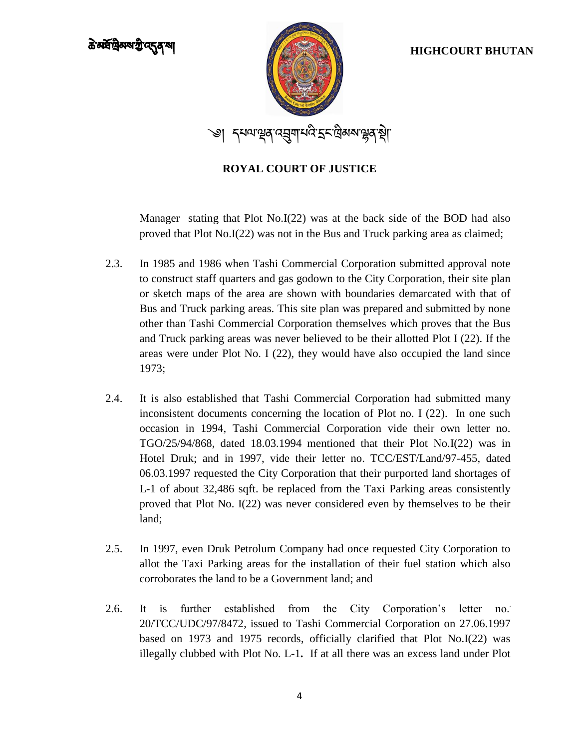Manager stating that Plot No.I(22) was at the back side of the BOD had also proved that Plot No.I(22) was not in the Bus and Truck parking area as claimed;

2.3. In 1985 and 1986 when Tashi Commercial Corporation submitted approval note to construct staff quarters and gas godown to the City Corporation, their site plan or sketch maps of the area are shown with boundaries demarcated with that of Bus and Truck parking areas. This site plan was prepared and submitted by none other than Tashi Commercial Corporation themselves which proves that the Bus and Truck parking areas was never believed to be their allotted Plot I (22). If the areas were under Plot No. I (22), they would have also occupied the land since 1973;

2.4. It is also established that Tashi Commercial Corporation had submitted many inconsistent documents concerning the location of Plot no. I (22). In one such occasion in 1994, Tashi Commercial Corporation vide their own letter no. TGO/25/94/868, dated 18.03.1994 mentioned that their Plot No.I(22) was in Hotel Druk; and in 1997, vide their letter no. TCC/EST/Land/97-455, dated 06.03.1997 requested the City Corporation that their purported land shortages of L-1 of about 32,486 sqft. be replaced from the Taxi Parking areas consistently proved that Plot No. I(22) was never considered even by themselves to be their land;

2.5. In 1997, even Druk Petrolum Company had once requested City Corporation to allot the Taxi Parking areas for the installation of their fuel station which also corroborates the land to be a Government land; and

2.6. It is further established from the City Corporation's letter no. 20/TCC/UDC/97/8472, issued to Tashi Commercial Corporation on 27.06.1997 based on 1973 and 1975 records, officially clarified that Plot No.I(22) was illegally clubbed with Plot No. L-1**.** If at all there was an excess land under Plot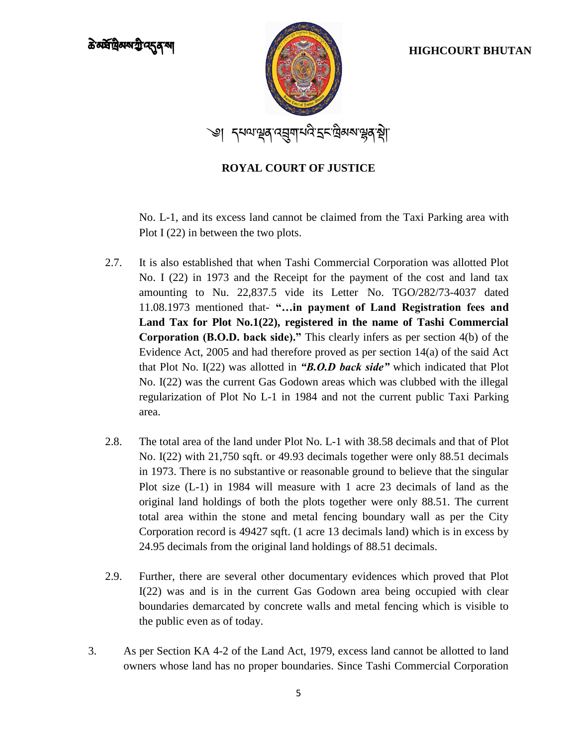No. L-1, and its excess land cannot be claimed from the Taxi Parking area with Plot I (22) in between the two plots.

2.7. It is also established that when Tashi Commercial Corporation was allotted Plot No. I (22) in 1973 and the Receipt for the payment of the cost and land tax amounting to Nu. 22,837.5 vide its Letter No. TGO/282/73-4037 dated 11.08.1973 mentioned that- **"…in payment of Land Registration fees and Land Tax for Plot No.1(22), registered in the name of Tashi Commercial Corporation (B.O.D. back side)."** This clearly infers as per section 4(b) of the Evidence Act, 2005 and had therefore proved as per section 14(a) of the said Act that Plot No. I(22) was allotted in ***"B.O.D back side"*** which indicated that Plot No. I(22) was the current Gas Godown areas which was clubbed with the illegal regularization of Plot No L-1 in 1984 and not the current public Taxi Parking area.

2.8. The total area of the land under Plot No. L-1 with 38.58 decimals and that of Plot No. I(22) with 21,750 sqft. or 49.93 decimals together were only 88.51 decimals in 1973. There is no substantive or reasonable ground to believe that the singular Plot size (L-1) in 1984 will measure with 1 acre 23 decimals of land as the original land holdings of both the plots together were only 88.51. The current total area within the stone and metal fencing boundary wall as per the City Corporation record is 49427 sqft. (1 acre 13 decimals land) which is in excess by 24.95 decimals from the original land holdings of 88.51 decimals.

2.9. Further, there are several other documentary evidences which proved that Plot I(22) was and is in the current Gas Godown area being occupied with clear boundaries demarcated by concrete walls and metal fencing which is visible to the public even as of today.

3. As per Section KA 4-2 of the Land Act, 1979, excess land cannot be allotted to land owners whose land has no proper boundaries. Since Tashi Commercial Corporation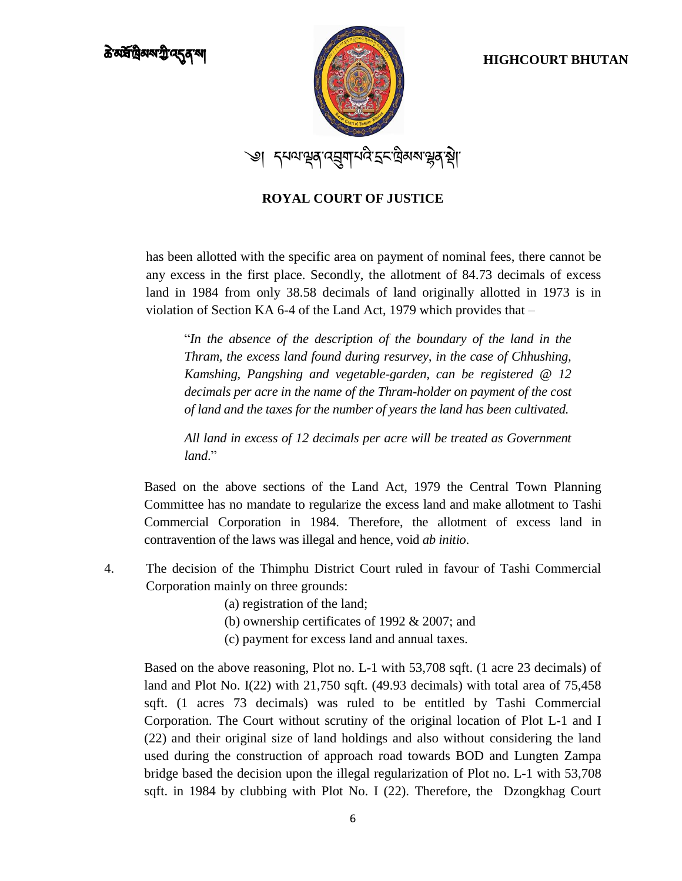has been allotted with the specific area on payment of nominal fees, there cannot be any excess in the first place. Secondly, the allotment of 84.73 decimals of excess land in 1984 from only 38.58 decimals of land originally allotted in 1973 is in violation of Section KA 6-4 of the Land Act, 1979 which provides that –

> "*In the absence of the description of the boundary of the land in the Thram, the excess land found during resurvey, in the case of Chhushing, Kamshing, Pangshing and vegetable-garden, can be registered @ 12 decimals per acre in the name of the Thram-holder on payment of the cost of land and the taxes for the number of years the land has been cultivated.*
>
> *All land in excess of 12 decimals per acre will be treated as Government land*."

Based on the above sections of the Land Act, 1979 the Central Town Planning Committee has no mandate to regularize the excess land and make allotment to Tashi Commercial Corporation in 1984. Therefore, the allotment of excess land in contravention of the laws was illegal and hence, void *ab initio*.

4. The decision of the Thimphu District Court ruled in favour of Tashi Commercial Corporation mainly on three grounds:

   (a) registration of the land;
   (b) ownership certificates of 1992 & 2007; and
   (c) payment for excess land and annual taxes.

   Based on the above reasoning, Plot no. L-1 with 53,708 sqft. (1 acre 23 decimals) of land and Plot No. I(22) with 21,750 sqft. (49.93 decimals) with total area of 75,458 sqft. (1 acres 73 decimals) was ruled to be entitled by Tashi Commercial Corporation. The Court without scrutiny of the original location of Plot L-1 and I (22) and their original size of land holdings and also without considering the land used during the construction of approach road towards BOD and Lungten Zampa bridge based the decision upon the illegal regularization of Plot no. L-1 with 53,708 sqft. in 1984 by clubbing with Plot No. I (22). Therefore, the Dzongkhag Court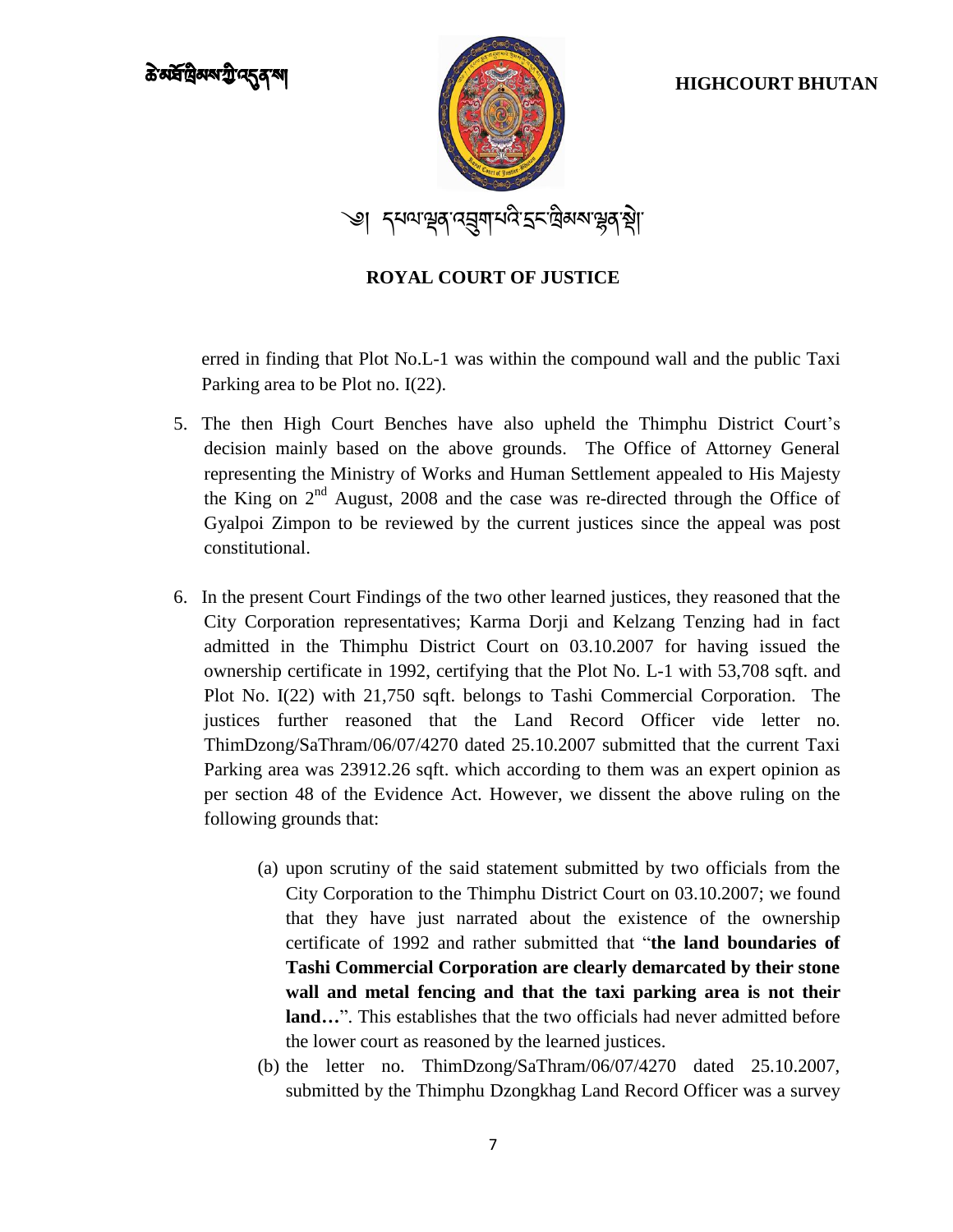erred in finding that Plot No.L-1 was within the compound wall and the public Taxi Parking area to be Plot no. I(22).

5. The then High Court Benches have also upheld the Thimphu District Court's decision mainly based on the above grounds. The Office of Attorney General representing the Ministry of Works and Human Settlement appealed to His Majesty the King on 2nd August, 2008 and the case was re-directed through the Office of Gyalpoi Zimpon to be reviewed by the current justices since the appeal was post constitutional.

6. In the present Court Findings of the two other learned justices, they reasoned that the City Corporation representatives; Karma Dorji and Kelzang Tenzing had in fact admitted in the Thimphu District Court on 03.10.2007 for having issued the ownership certificate in 1992, certifying that the Plot No. L-1 with 53,708 sqft. and Plot No. I(22) with 21,750 sqft. belongs to Tashi Commercial Corporation. The justices further reasoned that the Land Record Officer vide letter no. ThimDzong/SaThram/06/07/4270 dated 25.10.2007 submitted that the current Taxi Parking area was 23912.26 sqft. which according to them was an expert opinion as per section 48 of the Evidence Act. However, we dissent the above ruling on the following grounds that:

   (a) upon scrutiny of the said statement submitted by two officials from the City Corporation to the Thimphu District Court on 03.10.2007; we found that they have just narrated about the existence of the ownership certificate of 1992 and rather submitted that "**the land boundaries of Tashi Commercial Corporation are clearly demarcated by their stone wall and metal fencing and that the taxi parking area is not their land…**". This establishes that the two officials had never admitted before the lower court as reasoned by the learned justices.

   (b) the letter no. ThimDzong/SaThram/06/07/4270 dated 25.10.2007, submitted by the Thimphu Dzongkhag Land Record Officer was a survey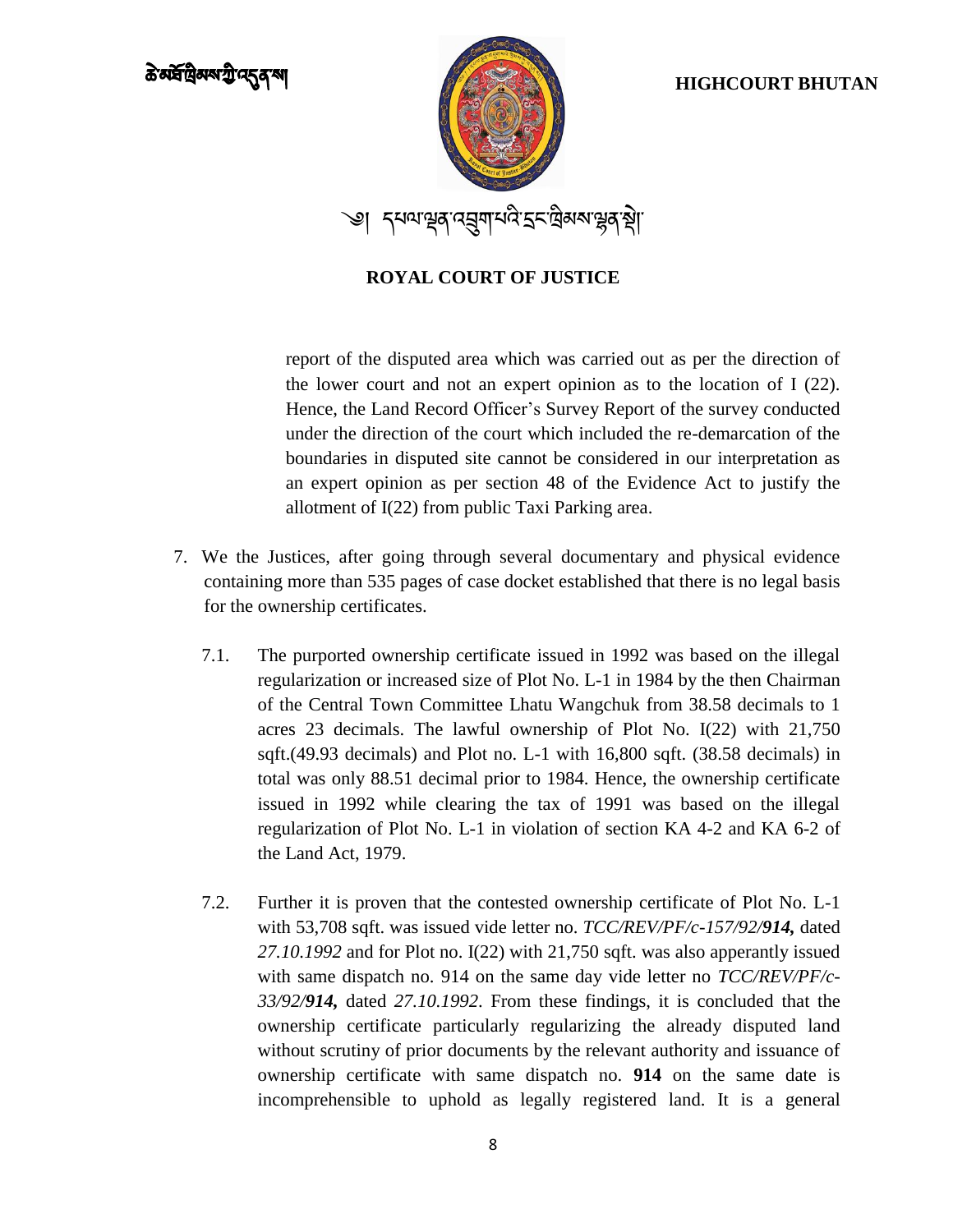report of the disputed area which was carried out as per the direction of the lower court and not an expert opinion as to the location of I (22). Hence, the Land Record Officer's Survey Report of the survey conducted under the direction of the court which included the re-demarcation of the boundaries in disputed site cannot be considered in our interpretation as an expert opinion as per section 48 of the Evidence Act to justify the allotment of I(22) from public Taxi Parking area.

7. We the Justices, after going through several documentary and physical evidence containing more than 535 pages of case docket established that there is no legal basis for the ownership certificates.

   7.1. The purported ownership certificate issued in 1992 was based on the illegal regularization or increased size of Plot No. L-1 in 1984 by the then Chairman of the Central Town Committee Lhatu Wangchuk from 38.58 decimals to 1 acres 23 decimals. The lawful ownership of Plot No. I(22) with 21,750 sqft.(49.93 decimals) and Plot no. L-1 with 16,800 sqft. (38.58 decimals) in total was only 88.51 decimal prior to 1984. Hence, the ownership certificate issued in 1992 while clearing the tax of 1991 was based on the illegal regularization of Plot No. L-1 in violation of section KA 4-2 and KA 6-2 of the Land Act, 1979.

   7.2. Further it is proven that the contested ownership certificate of Plot No. L-1 with 53,708 sqft. was issued vide letter no. *TCC/REV/PF/c-157/92/**914**,* dated *27.10.1992* and for Plot no. I(22) with 21,750 sqft. was also apparently issued with same dispatch no. 914 on the same day vide letter no *TCC/REV/PF/c-33/92/**914**,* dated *27.10.1992*. From these findings, it is concluded that the ownership certificate particularly regularizing the already disputed land without scrutiny of prior documents by the relevant authority and issuance of ownership certificate with same dispatch no. **914** on the same date is incomprehensible to uphold as legally registered land. It is a general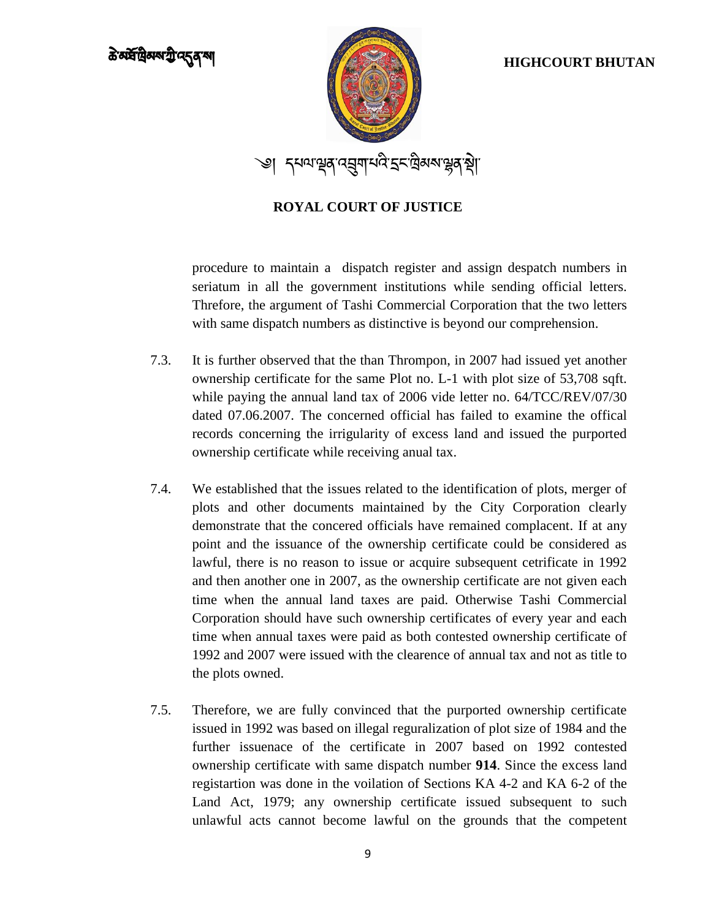procedure to maintain a dispatch register and assign despatch numbers in seriatum in all the government institutions while sending official letters. Threfore, the argument of Tashi Commercial Corporation that the two letters with same dispatch numbers as distinctive is beyond our comprehension.

7.3. It is further observed that the than Thrompon, in 2007 had issued yet another ownership certificate for the same Plot no. L-1 with plot size of 53,708 sqft. while paying the annual land tax of 2006 vide letter no. 64/TCC/REV/07/30 dated 07.06.2007. The concerned official has failed to examine the offical records concerning the irrigularity of excess land and issued the purported ownership certificate while receiving anual tax.

7.4. We established that the issues related to the identification of plots, merger of plots and other documents maintained by the City Corporation clearly demonstrate that the concered officials have remained complacent. If at any point and the issuance of the ownership certificate could be considered as lawful, there is no reason to issue or acquire subsequent cetrificate in 1992 and then another one in 2007, as the ownership certificate are not given each time when the annual land taxes are paid. Otherwise Tashi Commercial Corporation should have such ownership certificates of every year and each time when annual taxes were paid as both contested ownership certificate of 1992 and 2007 were issued with the clearence of annual tax and not as title to the plots owned.

7.5. Therefore, we are fully convinced that the purported ownership certificate issued in 1992 was based on illegal reguralization of plot size of 1984 and the further issuenace of the certificate in 2007 based on 1992 contested ownership certificate with same dispatch number **914**. Since the excess land registartion was done in the voilation of Sections KA 4-2 and KA 6-2 of the Land Act, 1979; any ownership certificate issued subsequent to such unlawful acts cannot become lawful on the grounds that the competent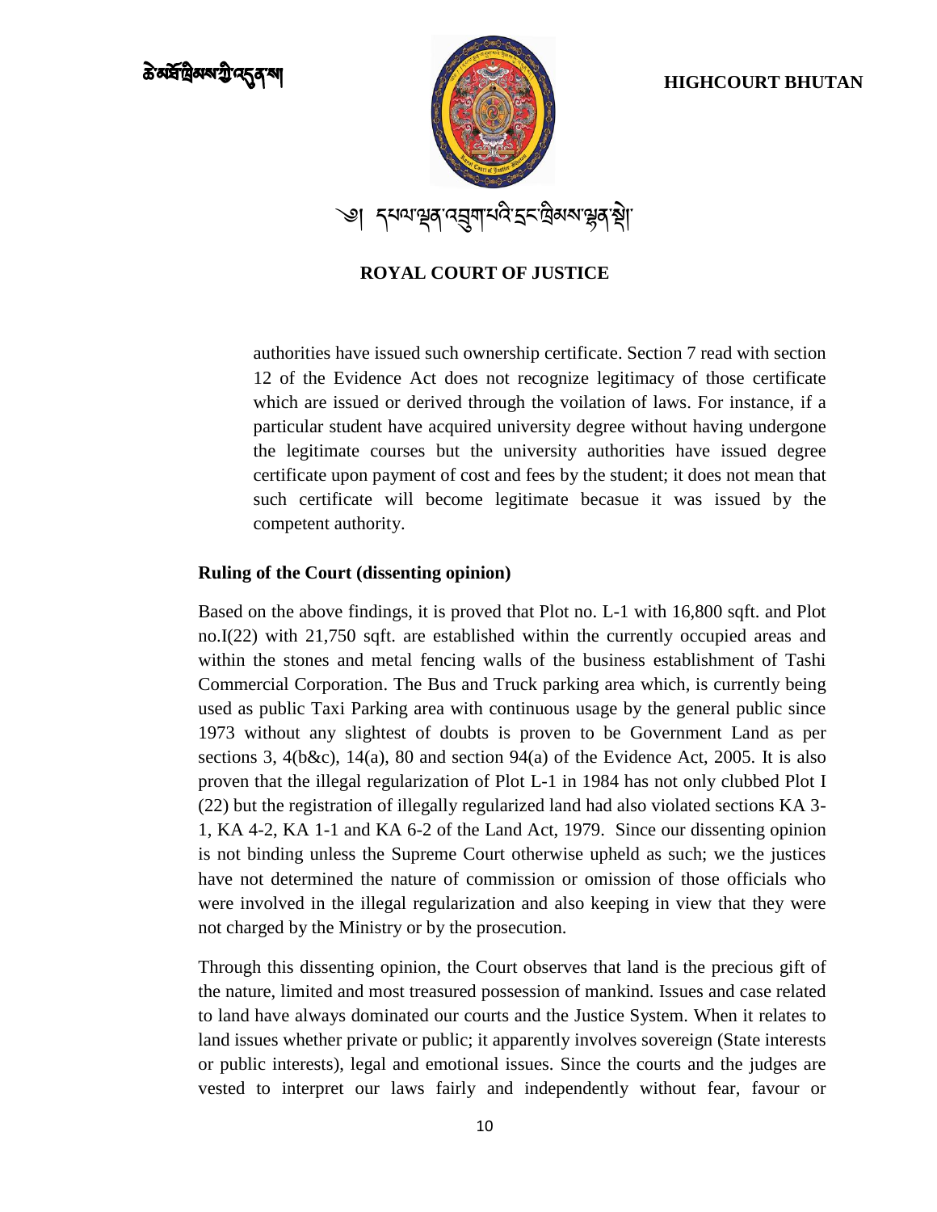authorities have issued such ownership certificate. Section 7 read with section 12 of the Evidence Act does not recognize legitimacy of those certificate which are issued or derived through the voilation of laws. For instance, if a particular student have acquired university degree without having undergone the legitimate courses but the university authorities have issued degree certificate upon payment of cost and fees by the student; it does not mean that such certificate will become legitimate becasue it was issued by the competent authority.

**Ruling of the Court (dissenting opinion)**

Based on the above findings, it is proved that Plot no. L-1 with 16,800 sqft. and Plot no.I(22) with 21,750 sqft. are established within the currently occupied areas and within the stones and metal fencing walls of the business establishment of Tashi Commercial Corporation. The Bus and Truck parking area which, is currently being used as public Taxi Parking area with continuous usage by the general public since 1973 without any slightest of doubts is proven to be Government Land as per sections 3, 4(b&c), 14(a), 80 and section 94(a) of the Evidence Act, 2005. It is also proven that the illegal regularization of Plot L-1 in 1984 has not only clubbed Plot I (22) but the registration of illegally regularized land had also violated sections KA 3-1, KA 4-2, KA 1-1 and KA 6-2 of the Land Act, 1979. Since our dissenting opinion is not binding unless the Supreme Court otherwise upheld as such; we the justices have not determined the nature of commission or omission of those officials who were involved in the illegal regularization and also keeping in view that they were not charged by the Ministry or by the prosecution.

Through this dissenting opinion, the Court observes that land is the precious gift of the nature, limited and most treasured possession of mankind. Issues and case related to land have always dominated our courts and the Justice System. When it relates to land issues whether private or public; it apparently involves sovereign (State interests or public interests), legal and emotional issues. Since the courts and the judges are vested to interpret our laws fairly and independently without fear, favour or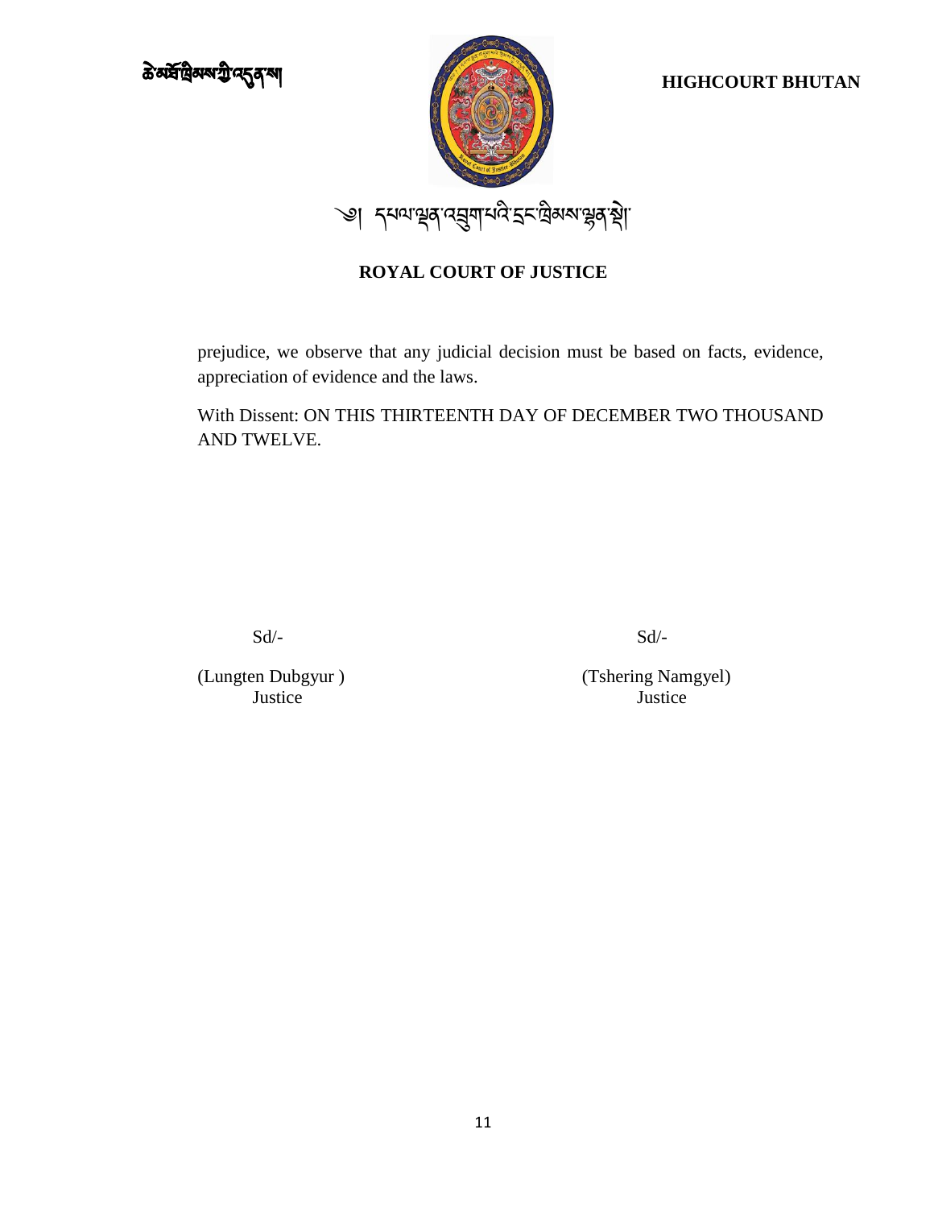prejudice, we observe that any judicial decision must be based on facts, evidence, appreciation of evidence and the laws.

With Dissent: ON THIS THIRTEENTH DAY OF DECEMBER TWO THOUSAND AND TWELVE.

| | |
|---|---|
| Sd/- | Sd/- |
| (Lungten Dubgyur )<br>Justice | (Tshering Namgyel)<br>Justice |